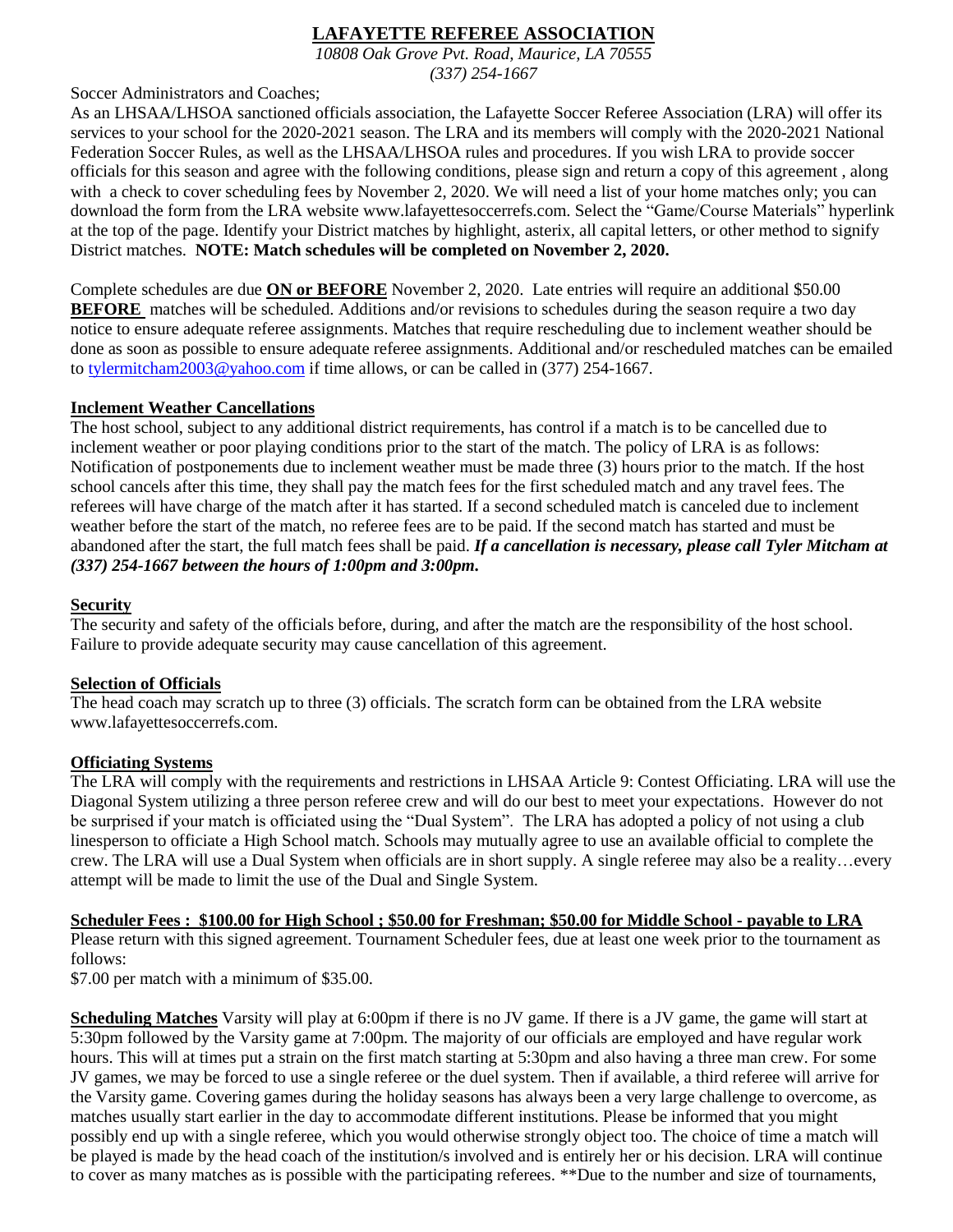# LAFAYETTE REFEREE ASSOCIATION

*10808 Oak Grove Pvt. Road, Maurice, LA 70555*
*(337) 254-1667*

Soccer Administrators and Coaches;

As an LHSAA/LHSOA sanctioned officials association, the Lafayette Soccer Referee Association (LRA) will offer its services to your school for the 2020-2021 season. The LRA and its members will comply with the 2020-2021 National Federation Soccer Rules, as well as the LHSAA/LHSOA rules and procedures. If you wish LRA to provide soccer officials for this season and agree with the following conditions, please sign and return a copy of this agreement , along with a check to cover scheduling fees by November 2, 2020. We will need a list of your home matches only; you can download the form from the LRA website www.lafayettesoccerrefs.com. Select the "Game/Course Materials" hyperlink at the top of the page. Identify your District matches by highlight, asterix, all capital letters, or other method to signify District matches. **NOTE: Match schedules will be completed on November 2, 2020.**

Complete schedules are due **ON or BEFORE** November 2, 2020. Late entries will require an additional $50.00 **BEFORE** matches will be scheduled. Additions and/or revisions to schedules during the season require a two day notice to ensure adequate referee assignments. Matches that require rescheduling due to inclement weather should be done as soon as possible to ensure adequate referee assignments. Additional and/or rescheduled matches can be emailed to tylermitcham2003@yahoo.com if time allows, or can be called in (377) 254-1667.

**Inclement Weather Cancellations**

The host school, subject to any additional district requirements, has control if a match is to be cancelled due to inclement weather or poor playing conditions prior to the start of the match. The policy of LRA is as follows: Notification of postponements due to inclement weather must be made three (3) hours prior to the match. If the host school cancels after this time, they shall pay the match fees for the first scheduled match and any travel fees. The referees will have charge of the match after it has started. If a second scheduled match is canceled due to inclement weather before the start of the match, no referee fees are to be paid. If the second match has started and must be abandoned after the start, the full match fees shall be paid. ***If a cancellation is necessary, please call Tyler Mitcham at (337) 254-1667 between the hours of 1:00pm and 3:00pm.***

**Security**

The security and safety of the officials before, during, and after the match are the responsibility of the host school. Failure to provide adequate security may cause cancellation of this agreement.

**Selection of Officials**

The head coach may scratch up to three (3) officials. The scratch form can be obtained from the LRA website www.lafayettesoccerrefs.com.

**Officiating Systems**

The LRA will comply with the requirements and restrictions in LHSAA Article 9: Contest Officiating. LRA will use the Diagonal System utilizing a three person referee crew and will do our best to meet your expectations. However do not be surprised if your match is officiated using the "Dual System". The LRA has adopted a policy of not using a club linesperson to officiate a High School match. Schools may mutually agree to use an available official to complete the crew. The LRA will use a Dual System when officials are in short supply. A single referee may also be a reality…every attempt will be made to limit the use of the Dual and Single System.

**Scheduler Fees : $100.00 for High School ; $50.00 for Freshman; $50.00 for Middle School - payable to LRA**

Please return with this signed agreement. Tournament Scheduler fees, due at least one week prior to the tournament as follows:

$7.00 per match with a minimum of $35.00.

**Scheduling Matches** Varsity will play at 6:00pm if there is no JV game. If there is a JV game, the game will start at 5:30pm followed by the Varsity game at 7:00pm. The majority of our officials are employed and have regular work hours. This will at times put a strain on the first match starting at 5:30pm and also having a three man crew. For some JV games, we may be forced to use a single referee or the duel system. Then if available, a third referee will arrive for the Varsity game. Covering games during the holiday seasons has always been a very large challenge to overcome, as matches usually start earlier in the day to accommodate different institutions. Please be informed that you might possibly end up with a single referee, which you would otherwise strongly object too. The choice of time a match will be played is made by the head coach of the institution/s involved and is entirely her or his decision. LRA will continue to cover as many matches as is possible with the participating referees. **Due to the number and size of tournaments,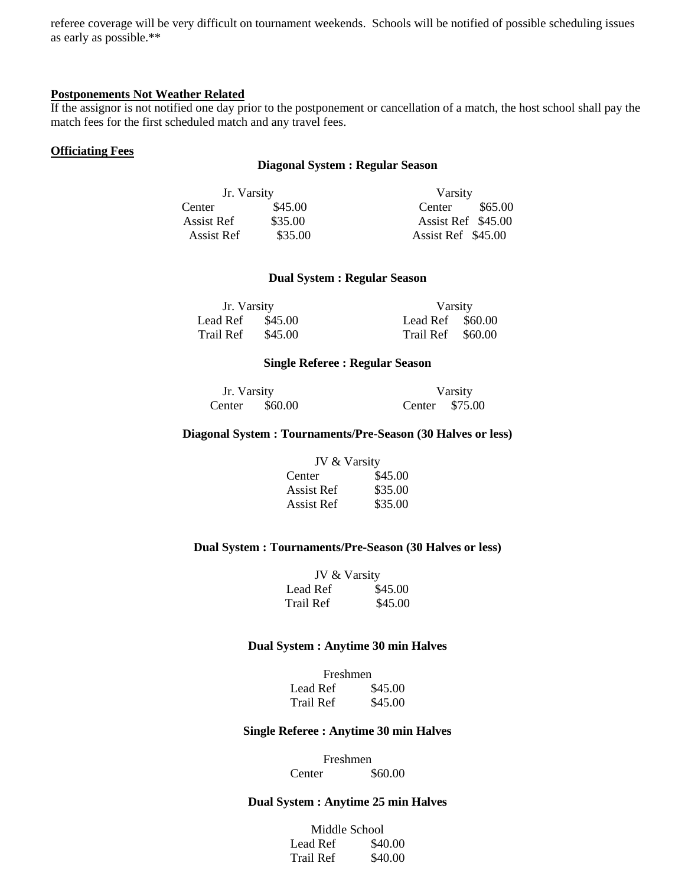referee coverage will be very difficult on tournament weekends. Schools will be notified of possible scheduling issues as early as possible.**

**Postponements Not Weather Related**

If the assignor is not notified one day prior to the postponement or cancellation of a match, the host school shall pay the match fees for the first scheduled match and any travel fees.

**Officiating Fees**

**Diagonal System : Regular Season**

| Jr. Varsity | | Varsity | |
|---|---|---|---|
| Center | $45.00 | Center | $65.00 |
| Assist Ref | $35.00 | Assist Ref | $45.00 |
| Assist Ref | $35.00 | Assist Ref | $45.00 |

**Dual System : Regular Season**

| Jr. Varsity | | Varsity | |
|---|---|---|---|
| Lead Ref | $45.00 | Lead Ref | $60.00 |
| Trail Ref | $45.00 | Trail Ref | $60.00 |

**Single Referee : Regular Season**

| Jr. Varsity | | Varsity | |
|---|---|---|---|
| Center | $60.00 | Center | $75.00 |

**Diagonal System : Tournaments/Pre-Season (30 Halves or less)**

| JV & Varsity | |
|---|---|
| Center | $45.00 |
| Assist Ref | $35.00 |
| Assist Ref | $35.00 |

**Dual System : Tournaments/Pre-Season (30 Halves or less)**

| JV & Varsity | |
|---|---|
| Lead Ref | $45.00 |
| Trail Ref | $45.00 |

**Dual System : Anytime 30 min Halves**

| Freshmen | |
|---|---|
| Lead Ref | $45.00 |
| Trail Ref | $45.00 |

**Single Referee : Anytime 30 min Halves**

| Freshmen | |
|---|---|
| Center | $60.00 |

**Dual System : Anytime 25 min Halves**

| Middle School | |
|---|---|
| Lead Ref | $40.00 |
| Trail Ref | $40.00 |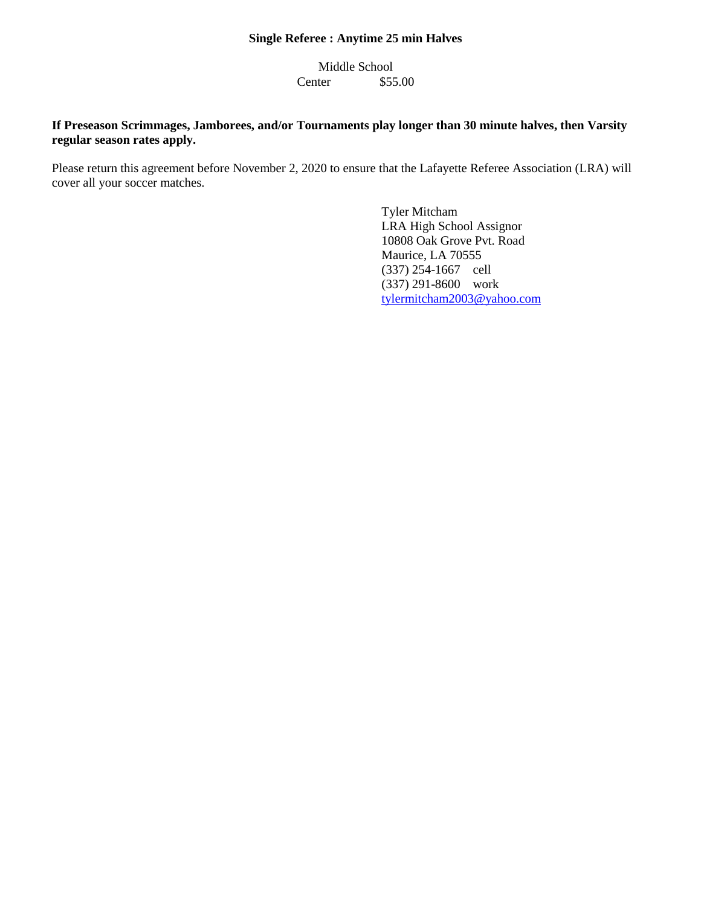**Single Referee : Anytime 25 min Halves**

| Middle School | |
|---|---|
| Center | $55.00 |

**If Preseason Scrimmages, Jamborees, and/or Tournaments play longer than 30 minute halves, then Varsity regular season rates apply.**

Please return this agreement before November 2, 2020 to ensure that the Lafayette Referee Association (LRA) will cover all your soccer matches.

Tyler Mitcham
LRA High School Assignor
10808 Oak Grove Pvt. Road
Maurice, LA 70555
(337) 254-1667 cell
(337) 291-8600 work
tylermitcham2003@yahoo.com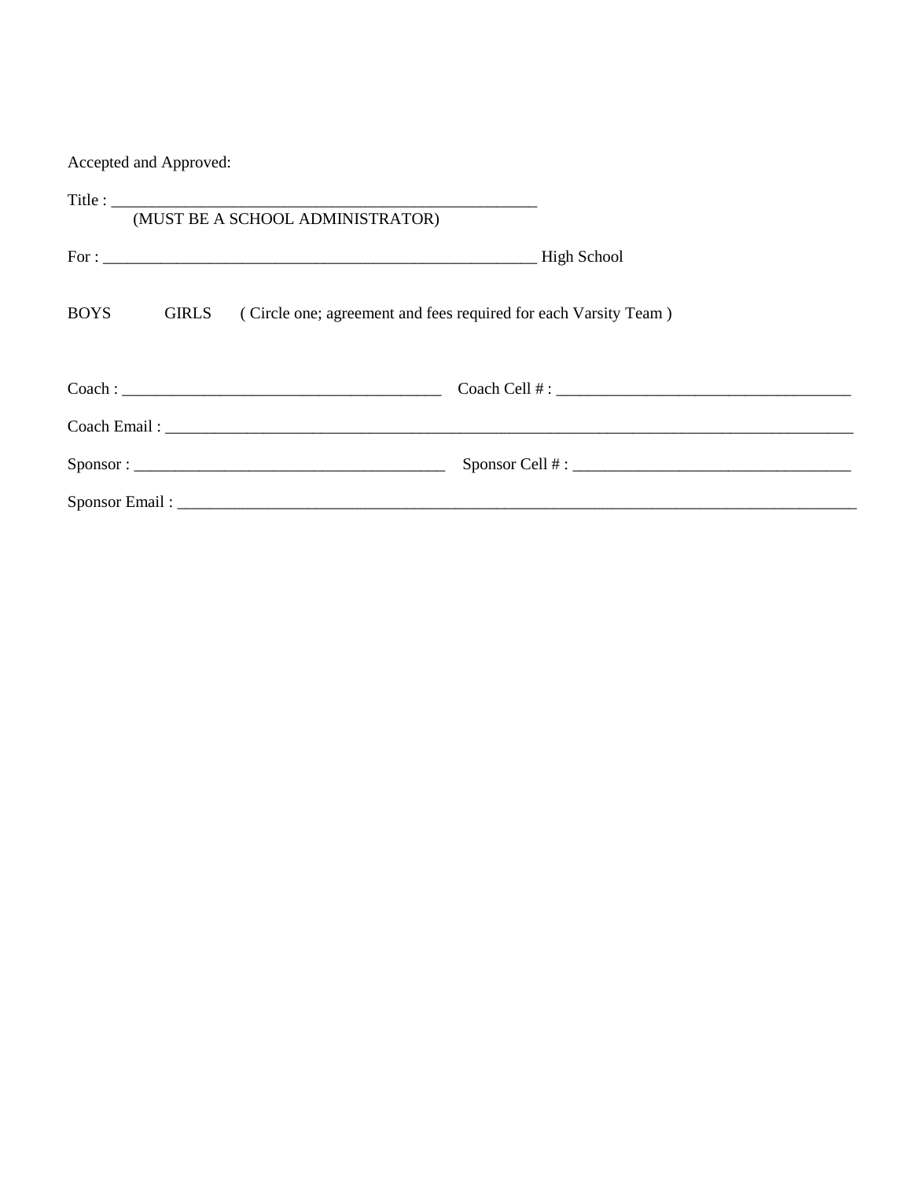Accepted and Approved:

Title : ____________________________________________________

(MUST BE A SCHOOL ADMINISTRATOR)

For : ____________________________________________________ High School

BOYS GIRLS ( Circle one; agreement and fees required for each Varsity Team )

Coach : ______________________________________ Coach Cell # : ___________________________________

Coach Email : ____________________________________________________________________________________

Sponsor : ____________________________________ Sponsor Cell # : _________________________________

Sponsor Email : __________________________________________________________________________________